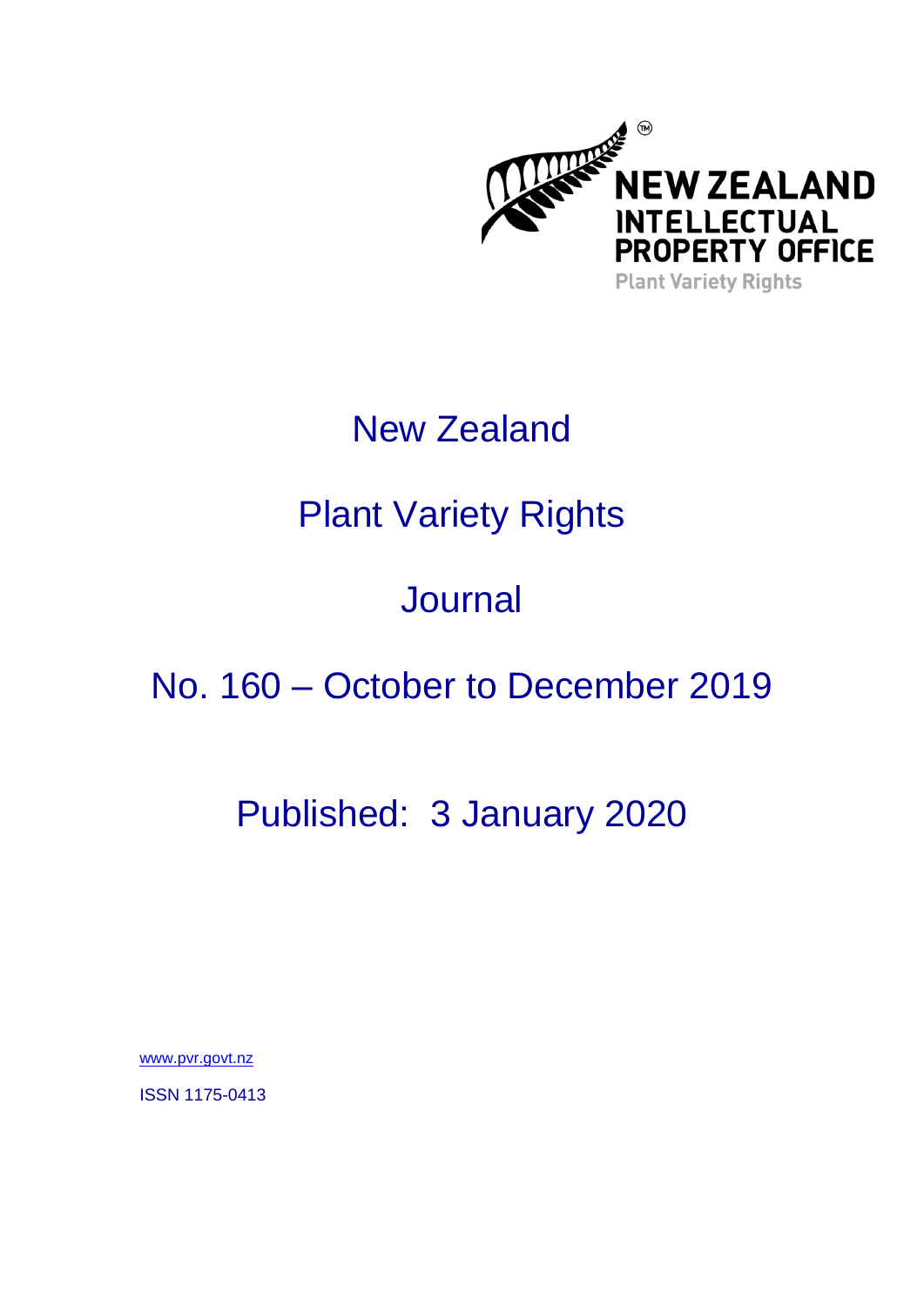NEW ZEALAND INTELLECTUAL PROPERTY OFFICE

Plant Variety Rights

# New Zealand

# Plant Variety Rights

# Journal

# No. 160 – October to December 2019

## Published: 3 January 2020

www.pvr.govt.nz

ISSN 1175-0413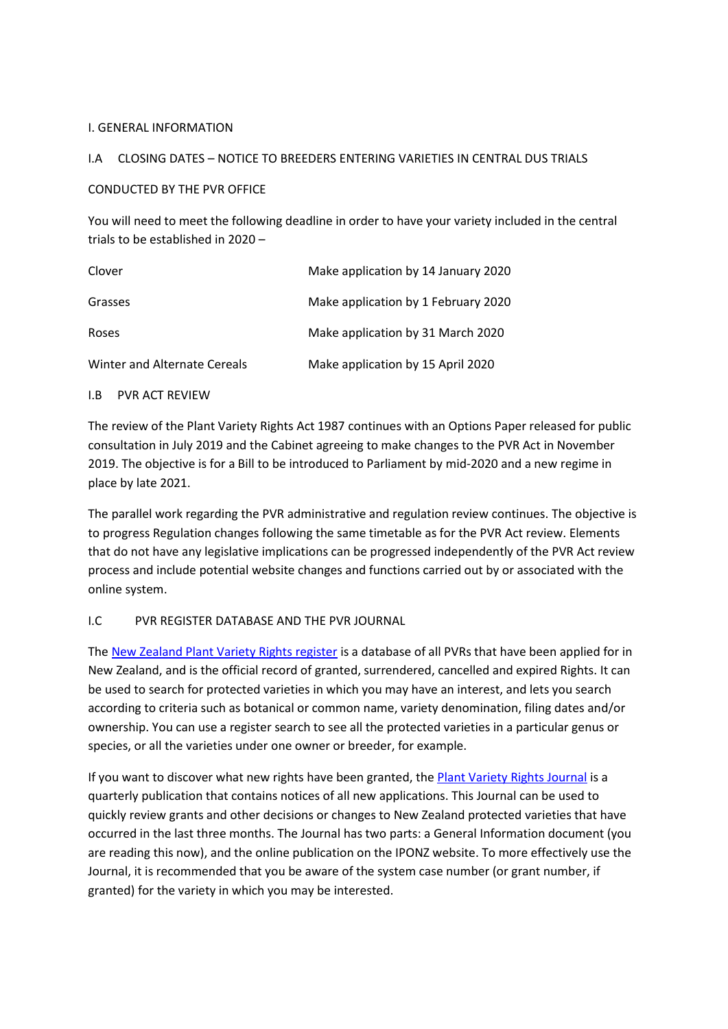# I. GENERAL INFORMATION

## I.A CLOSING DATES – NOTICE TO BREEDERS ENTERING VARIETIES IN CENTRAL DUS TRIALS CONDUCTED BY THE PVR OFFICE

You will need to meet the following deadline in order to have your variety included in the central trials to be established in 2020 –

| | |
|---|---|
| Clover | Make application by 14 January 2020 |
| Grasses | Make application by 1 February 2020 |
| Roses | Make application by 31 March 2020 |
| Winter and Alternate Cereals | Make application by 15 April 2020 |

## I.B PVR ACT REVIEW

The review of the Plant Variety Rights Act 1987 continues with an Options Paper released for public consultation in July 2019 and the Cabinet agreeing to make changes to the PVR Act in November 2019. The objective is for a Bill to be introduced to Parliament by mid-2020 and a new regime in place by late 2021.

The parallel work regarding the PVR administrative and regulation review continues. The objective is to progress Regulation changes following the same timetable as for the PVR Act review. Elements that do not have any legislative implications can be progressed independently of the PVR Act review process and include potential website changes and functions carried out by or associated with the online system.

## I.C PVR REGISTER DATABASE AND THE PVR JOURNAL

The New Zealand Plant Variety Rights register is a database of all PVRs that have been applied for in New Zealand, and is the official record of granted, surrendered, cancelled and expired Rights. It can be used to search for protected varieties in which you may have an interest, and lets you search according to criteria such as botanical or common name, variety denomination, filing dates and/or ownership. You can use a register search to see all the protected varieties in a particular genus or species, or all the varieties under one owner or breeder, for example.

If you want to discover what new rights have been granted, the Plant Variety Rights Journal is a quarterly publication that contains notices of all new applications. This Journal can be used to quickly review grants and other decisions or changes to New Zealand protected varieties that have occurred in the last three months. The Journal has two parts: a General Information document (you are reading this now), and the online publication on the IPONZ website. To more effectively use the Journal, it is recommended that you be aware of the system case number (or grant number, if granted) for the variety in which you may be interested.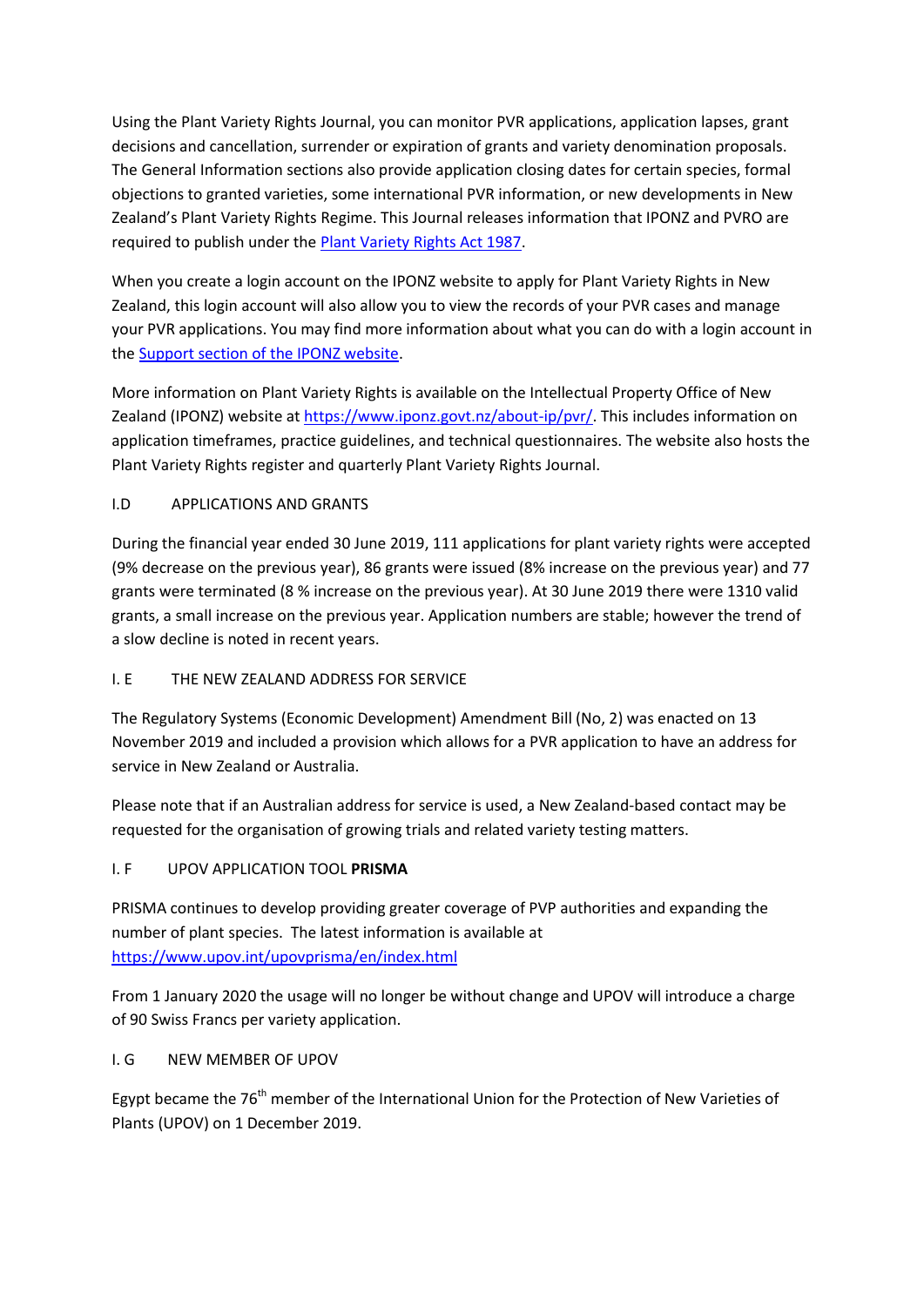Using the Plant Variety Rights Journal, you can monitor PVR applications, application lapses, grant decisions and cancellation, surrender or expiration of grants and variety denomination proposals. The General Information sections also provide application closing dates for certain species, formal objections to granted varieties, some international PVR information, or new developments in New Zealand's Plant Variety Rights Regime. This Journal releases information that IPONZ and PVRO are required to publish under the [Plant Variety Rights Act 1987](#).

When you create a login account on the IPONZ website to apply for Plant Variety Rights in New Zealand, this login account will also allow you to view the records of your PVR cases and manage your PVR applications. You may find more information about what you can do with a login account in the [Support section of the IPONZ website](#).

More information on Plant Variety Rights is available on the Intellectual Property Office of New Zealand (IPONZ) website at https://www.iponz.govt.nz/about-ip/pvr/. This includes information on application timeframes, practice guidelines, and technical questionnaires. The website also hosts the Plant Variety Rights register and quarterly Plant Variety Rights Journal.

## I.D APPLICATIONS AND GRANTS

During the financial year ended 30 June 2019, 111 applications for plant variety rights were accepted (9% decrease on the previous year), 86 grants were issued (8% increase on the previous year) and 77 grants were terminated (8 % increase on the previous year). At 30 June 2019 there were 1310 valid grants, a small increase on the previous year. Application numbers are stable; however the trend of a slow decline is noted in recent years.

## I. E THE NEW ZEALAND ADDRESS FOR SERVICE

The Regulatory Systems (Economic Development) Amendment Bill (No, 2) was enacted on 13 November 2019 and included a provision which allows for a PVR application to have an address for service in New Zealand or Australia.

Please note that if an Australian address for service is used, a New Zealand-based contact may be requested for the organisation of growing trials and related variety testing matters.

## I. F UPOV APPLICATION TOOL **PRISMA**

PRISMA continues to develop providing greater coverage of PVP authorities and expanding the number of plant species. The latest information is available at https://www.upov.int/upovprisma/en/index.html

From 1 January 2020 the usage will no longer be without change and UPOV will introduce a charge of 90 Swiss Francs per variety application.

## I. G NEW MEMBER OF UPOV

Egypt became the 76th member of the International Union for the Protection of New Varieties of Plants (UPOV) on 1 December 2019.